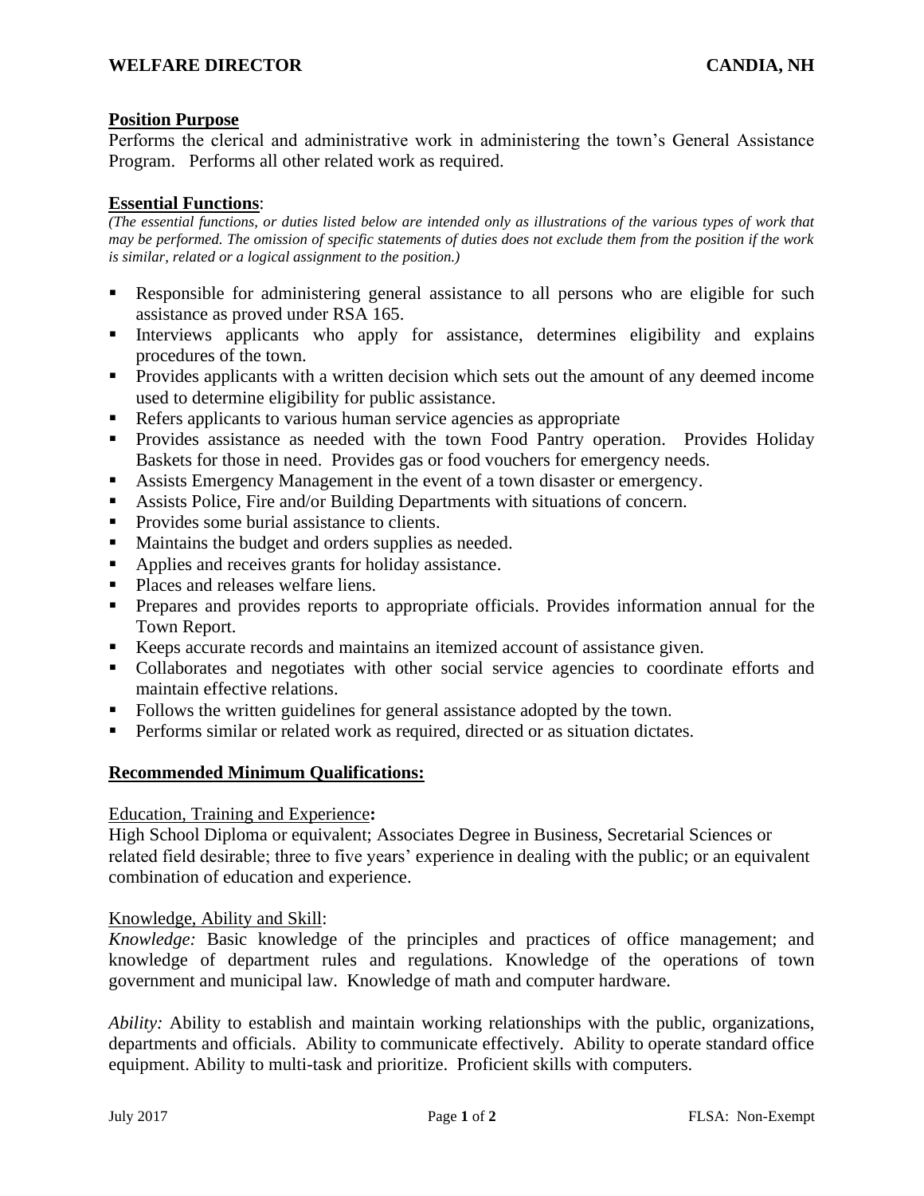# WELFARE DIRECTOR — CANDIA, NH

## Position Purpose

Performs the clerical and administrative work in administering the town's General Assistance Program. Performs all other related work as required.

## Essential Functions:

*(The essential functions, or duties listed below are intended only as illustrations of the various types of work that may be performed. The omission of specific statements of duties does not exclude them from the position if the work is similar, related or a logical assignment to the position.)*

- Responsible for administering general assistance to all persons who are eligible for such assistance as proved under RSA 165.
- Interviews applicants who apply for assistance, determines eligibility and explains procedures of the town.
- Provides applicants with a written decision which sets out the amount of any deemed income used to determine eligibility for public assistance.
- Refers applicants to various human service agencies as appropriate
- Provides assistance as needed with the town Food Pantry operation. Provides Holiday Baskets for those in need. Provides gas or food vouchers for emergency needs.
- Assists Emergency Management in the event of a town disaster or emergency.
- Assists Police, Fire and/or Building Departments with situations of concern.
- Provides some burial assistance to clients.
- Maintains the budget and orders supplies as needed.
- Applies and receives grants for holiday assistance.
- Places and releases welfare liens.
- Prepares and provides reports to appropriate officials. Provides information annual for the Town Report.
- Keeps accurate records and maintains an itemized account of assistance given.
- Collaborates and negotiates with other social service agencies to coordinate efforts and maintain effective relations.
- Follows the written guidelines for general assistance adopted by the town.
- Performs similar or related work as required, directed or as situation dictates.

## Recommended Minimum Qualifications:

### Education, Training and Experience:

High School Diploma or equivalent; Associates Degree in Business, Secretarial Sciences or related field desirable; three to five years' experience in dealing with the public; or an equivalent combination of education and experience.

### Knowledge, Ability and Skill:

*Knowledge:* Basic knowledge of the principles and practices of office management; and knowledge of department rules and regulations. Knowledge of the operations of town government and municipal law. Knowledge of math and computer hardware.

*Ability:* Ability to establish and maintain working relationships with the public, organizations, departments and officials. Ability to communicate effectively. Ability to operate standard office equipment. Ability to multi-task and prioritize. Proficient skills with computers.

July 2017 — FLSA: Non-Exempt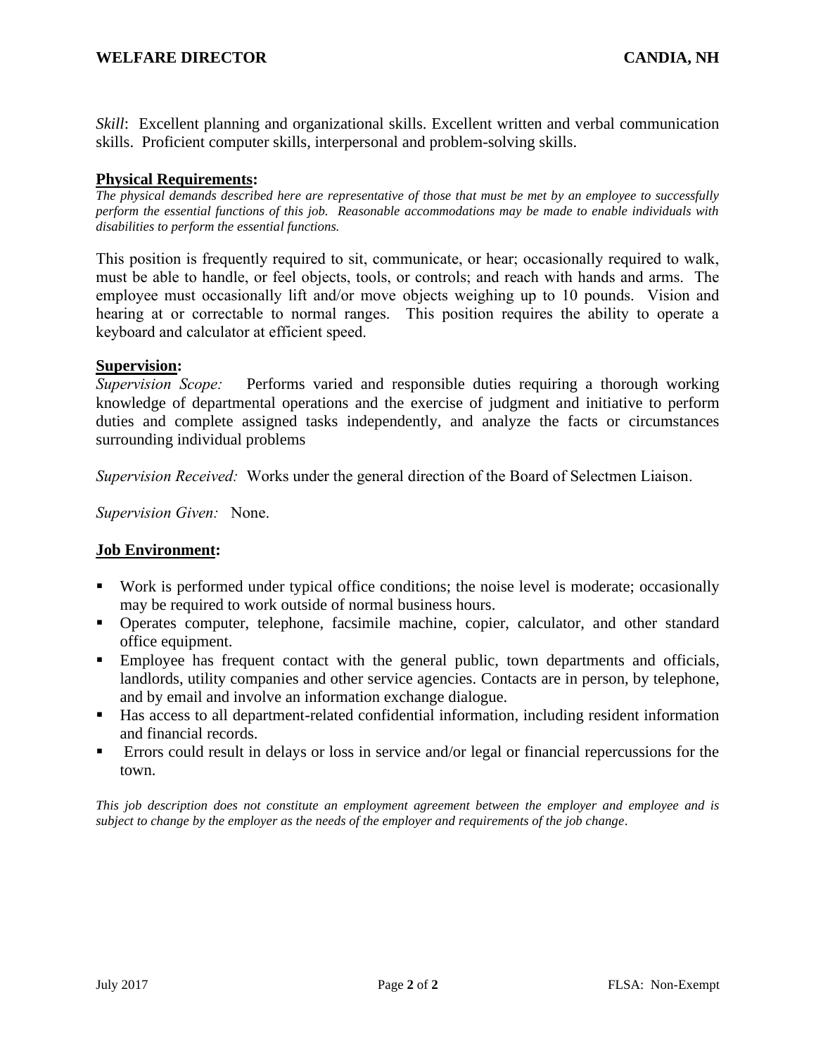*Skill*: Excellent planning and organizational skills. Excellent written and verbal communication skills. Proficient computer skills, interpersonal and problem-solving skills.

## Physical Requirements:

*The physical demands described here are representative of those that must be met by an employee to successfully perform the essential functions of this job. Reasonable accommodations may be made to enable individuals with disabilities to perform the essential functions.*

This position is frequently required to sit, communicate, or hear; occasionally required to walk, must be able to handle, or feel objects, tools, or controls; and reach with hands and arms. The employee must occasionally lift and/or move objects weighing up to 10 pounds. Vision and hearing at or correctable to normal ranges. This position requires the ability to operate a keyboard and calculator at efficient speed.

## Supervision:

*Supervision Scope:* Performs varied and responsible duties requiring a thorough working knowledge of departmental operations and the exercise of judgment and initiative to perform duties and complete assigned tasks independently, and analyze the facts or circumstances surrounding individual problems

*Supervision Received:* Works under the general direction of the Board of Selectmen Liaison.

*Supervision Given:* None.

## Job Environment:

- Work is performed under typical office conditions; the noise level is moderate; occasionally may be required to work outside of normal business hours.
- Operates computer, telephone, facsimile machine, copier, calculator, and other standard office equipment.
- Employee has frequent contact with the general public, town departments and officials, landlords, utility companies and other service agencies. Contacts are in person, by telephone, and by email and involve an information exchange dialogue.
- Has access to all department-related confidential information, including resident information and financial records.
- Errors could result in delays or loss in service and/or legal or financial repercussions for the town.

*This job description does not constitute an employment agreement between the employer and employee and is subject to change by the employer as the needs of the employer and requirements of the job change.*